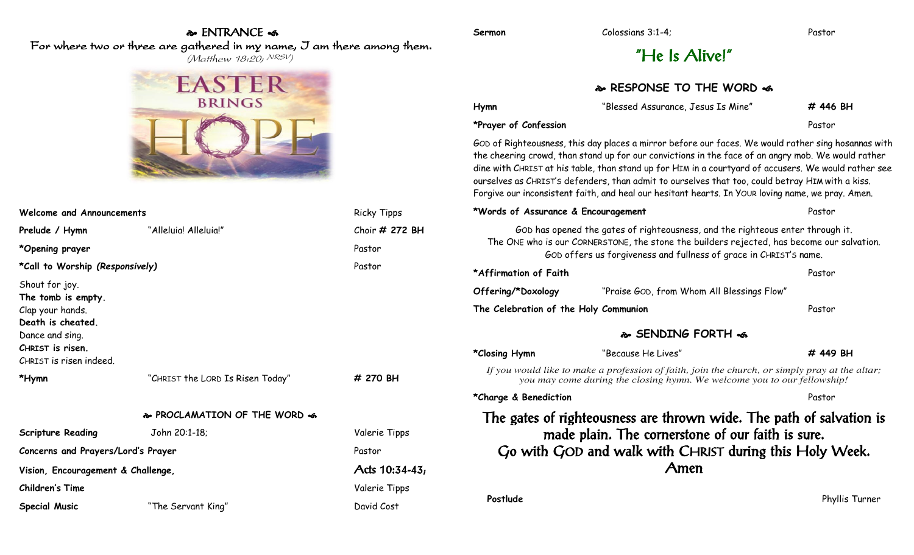## ❧ ENTRANCE ☙

For where two or three are gathered in my name, I am there among them.
*(Matthew 18:20; NRSV)*

| | | |
|---|---|---|
| **Welcome and Announcements** | | Ricky Tipps |
| **Prelude / Hymn** | "Alleluia! Alleluia!" | Choir **# 272 BH** |
| ***Opening prayer** | | Pastor |
| ***Call to Worship *(Responsively)*** | | Pastor |

Shout for joy.
**The tomb is empty.**
Clap your hands.
**Death is cheated.**
Dance and sing.
**CHRIST is risen.**
CHRIST is risen indeed.

| | | |
|---|---|---|
| ***Hymn** | "CHRIST the LORD Is Risen Today" | **# 270 BH** |

## ❧ PROCLAMATION OF THE WORD ☙

| | | |
|---|---|---|
| **Scripture Reading** | John 20:1-18; | Valerie Tipps |
| **Concerns and Prayers/Lord's Prayer** | | Pastor |
| **Vision, Encouragement & Challenge,** | | Acts 10:34-43; |
| **Children's Time** | | Valerie Tipps |
| **Special Music** | "The Servant King" | David Cost |
| **Sermon** | Colossians 3:1-4; | Pastor |

### "He Is Alive!"

## ❧ RESPONSE TO THE WORD ☙

| | | |
|---|---|---|
| **Hymn** | "Blessed Assurance, Jesus Is Mine" | **# 446 BH** |
| ***Prayer of Confession** | | Pastor |

GOD of Righteousness, this day places a mirror before our faces. We would rather sing hosannas with the cheering crowd, than stand up for our convictions in the face of an angry mob. We would rather dine with CHRIST at his table, than stand up for HIM in a courtyard of accusers. We would rather see ourselves as CHRIST'S defenders, than admit to ourselves that too, could betray HIM with a kiss. Forgive our inconsistent faith, and heal our hesitant hearts. In YOUR loving name, we pray. Amen.

| | | |
|---|---|---|
| ***Words of Assurance & Encouragement** | | Pastor |

GOD has opened the gates of righteousness, and the righteous enter through it.
The ONE who is our CORNERSTONE, the stone the builders rejected, has become our salvation.
GOD offers us forgiveness and fullness of grace in CHRIST'S name.

| | | |
|---|---|---|
| ***Affirmation of Faith** | | Pastor |
| **Offering/*Doxology** | "Praise GOD, from Whom All Blessings Flow" | |
| **The Celebration of the Holy Communion** | | Pastor |

## ❧ SENDING FORTH ☙

| | | |
|---|---|---|
| ***Closing Hymn** | "Because He Lives" | **# 449 BH** |

*If you would like to make a profession of faith, join the church, or simply pray at the altar; you may come during the closing hymn. We welcome you to our fellowship!*

| | | |
|---|---|---|
| ***Charge & Benediction** | | Pastor |

The gates of righteousness are thrown wide. The path of salvation is made plain. The cornerstone of our faith is sure.
Go with GOD and walk with CHRIST during this Holy Week.
Amen

| | |
|---|---|
| **Postlude** | Phyllis Turner |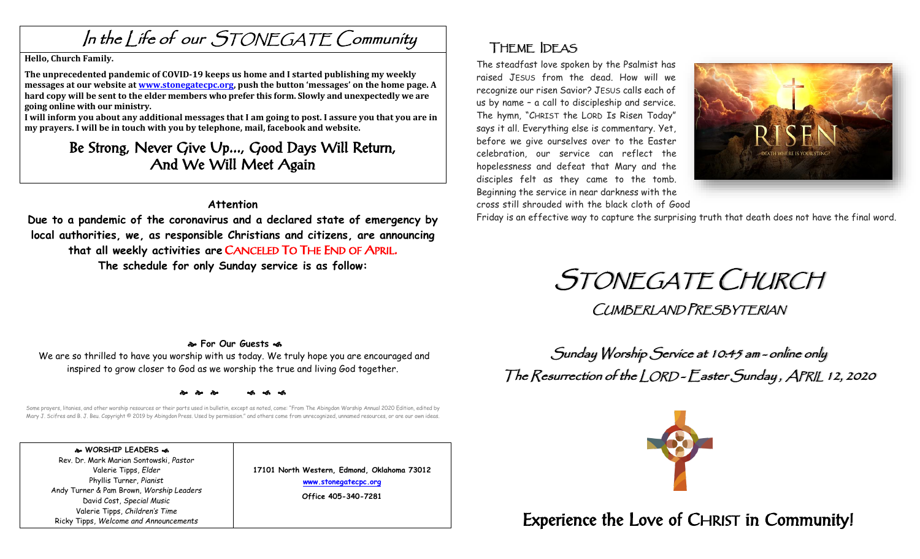# In the Life of our STONEGATE Community

**Hello, Church Family.**

**The unprecedented pandemic of COVID-19 keeps us home and I started publishing my weekly messages at our website at www.stonegatecpc.org, push the button 'messages' on the home page. A hard copy will be sent to the elder members who prefer this form. Slowly and unexpectedly we are going online with our ministry.**

**I will inform you about any additional messages that I am going to post. I assure you that you are in my prayers. I will be in touch with you by telephone, mail, facebook and website.**

## Be Strong, Never Give Up..., Good Days Will Return, And We Will Meet Again

### Attention

**Due to a pandemic of the coronavirus and a declared state of emergency by local authorities, we, as responsible Christians and citizens, are announcing that all weekly activities are CANCELED TO THE END OF APRIL.**

**The schedule for only Sunday service is as follow:**

**❧ For Our Guests ☙**

We are so thrilled to have you worship with us today. We truly hope you are encouraged and inspired to grow closer to God as we worship the true and living God together.

❧ ❧ ❧ ☙ ☙ ☙

Some prayers, litanies, and other worship resources or their parts used in bulletin, except as noted, come: "From The Abingdon Worship Annual 2020 Edition, edited by Mary J. Scifres and B. J. Beu. Copyright © 2019 by Abingdon Press. Used by permission." and others come from unrecognized, unnamed resources, or are our own ideas.

**❧ WORSHIP LEADERS ☙**

Rev. Dr. Mark Marian Sontowski, *Pastor*
Valerie Tipps, *Elder*
Phyllis Turner, *Pianist*
Andy Turner & Pam Brown, *Worship Leaders*
David Cost, *Special Music*
Valerie Tipps, *Children's Time*
Ricky Tipps, *Welcome and Announcements*

**17101 North Western, Edmond, Oklahoma 73012**
**www.stonegatecpc.org**
**Office 405-340-7281**

## THEME IDEAS

The steadfast love spoken by the Psalmist has raised JESUS from the dead. How will we recognize our risen Savior? JESUS calls each of us by name – a call to discipleship and service. The hymn, "CHRIST the LORD Is Risen Today" says it all. Everything else is commentary. Yet, before we give ourselves over to the Easter celebration, our service can reflect the hopelessness and defeat that Mary and the disciples felt as they came to the tomb. Beginning the service in near darkness with the cross still shrouded with the black cloth of Good Friday is an effective way to capture the surprising truth that death does not have the final word.

RISEN
DEATH WHERE IS YOUR STING?

# STONEGATE CHURCH

## CUMBERLAND PRESBYTERIAN

*Sunday Worship Service at 10:45 am - online only*

*The Resurrection of the LORD - Easter Sunday, APRIL 12, 2020*

## Experience the Love of CHRIST in Community!